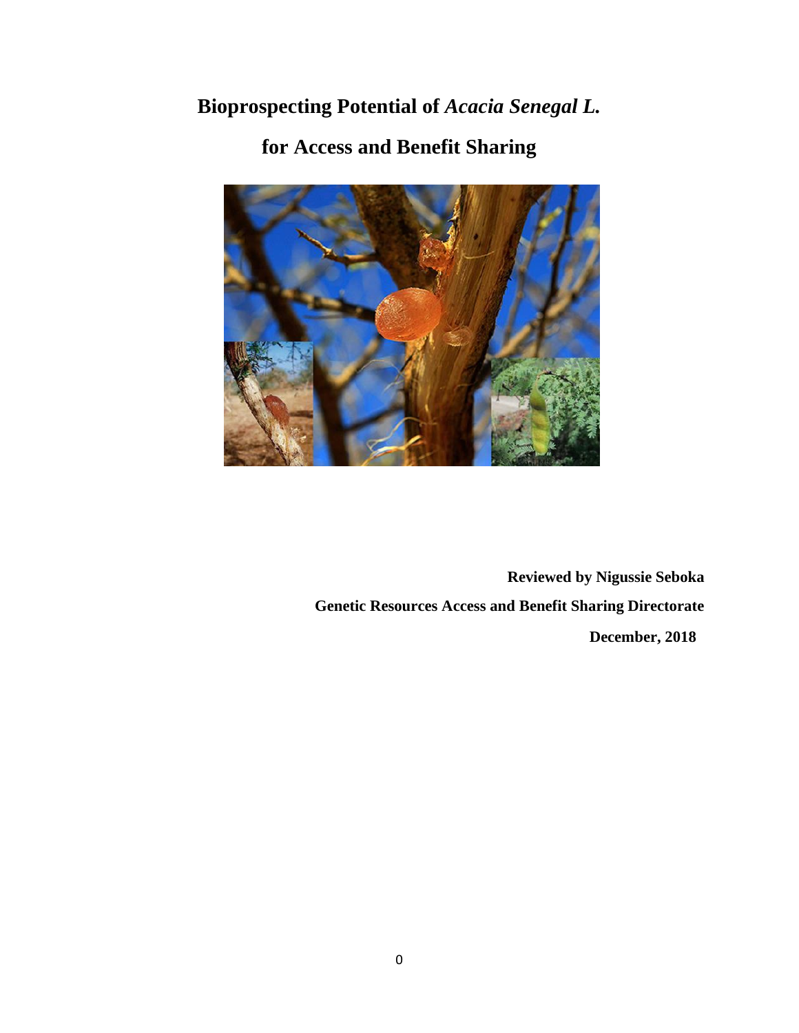# Bioprospecting Potential of *Acacia Senegal L.* for Access and Benefit Sharing

**Reviewed by Nigussie Seboka**

**Genetic Resources Access and Benefit Sharing Directorate**

**December, 2018**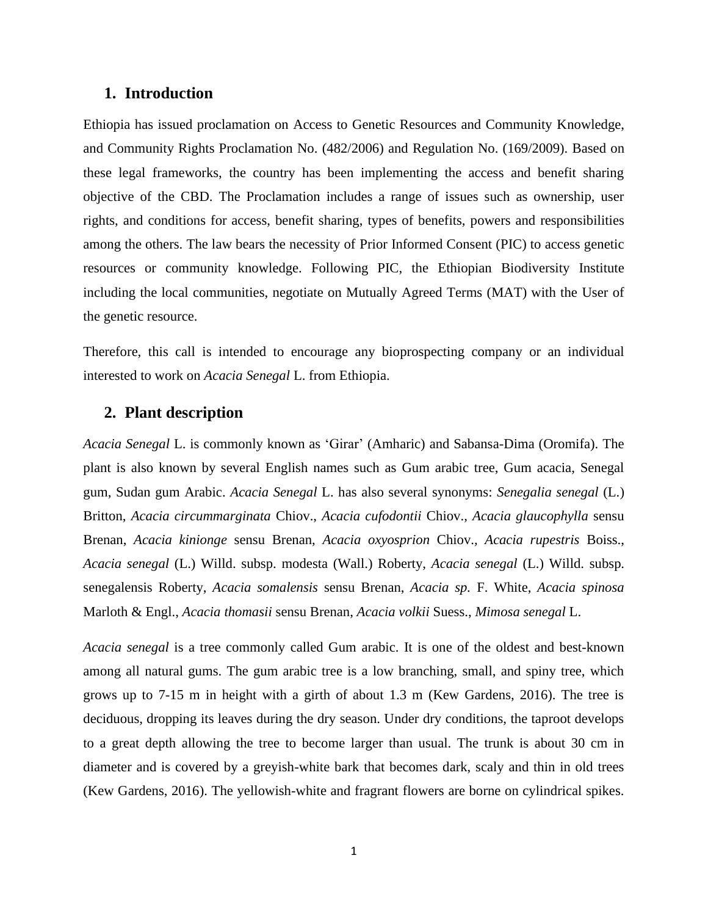## 1. Introduction

Ethiopia has issued proclamation on Access to Genetic Resources and Community Knowledge, and Community Rights Proclamation No. (482/2006) and Regulation No. (169/2009). Based on these legal frameworks, the country has been implementing the access and benefit sharing objective of the CBD. The Proclamation includes a range of issues such as ownership, user rights, and conditions for access, benefit sharing, types of benefits, powers and responsibilities among the others. The law bears the necessity of Prior Informed Consent (PIC) to access genetic resources or community knowledge. Following PIC, the Ethiopian Biodiversity Institute including the local communities, negotiate on Mutually Agreed Terms (MAT) with the User of the genetic resource.

Therefore, this call is intended to encourage any bioprospecting company or an individual interested to work on *Acacia Senegal* L. from Ethiopia.

## 2. Plant description

*Acacia Senegal* L. is commonly known as 'Girar' (Amharic) and Sabansa-Dima (Oromifa). The plant is also known by several English names such as Gum arabic tree, Gum acacia, Senegal gum, Sudan gum Arabic. *Acacia Senegal* L. has also several synonyms: *Senegalia senegal* (L.) Britton, *Acacia circummarginata* Chiov., *Acacia cufodontii* Chiov., *Acacia glaucophylla* sensu Brenan, *Acacia kinionge* sensu Brenan, *Acacia oxyosprion* Chiov., *Acacia rupestris* Boiss., *Acacia senegal* (L.) Willd. subsp. modesta (Wall.) Roberty, *Acacia senegal* (L.) Willd. subsp. senegalensis Roberty, *Acacia somalensis* sensu Brenan, *Acacia sp.* F. White, *Acacia spinosa* Marloth & Engl., *Acacia thomasii* sensu Brenan, *Acacia volkii* Suess., *Mimosa senegal* L.

*Acacia senegal* is a tree commonly called Gum arabic. It is one of the oldest and best-known among all natural gums. The gum arabic tree is a low branching, small, and spiny tree, which grows up to 7-15 m in height with a girth of about 1.3 m (Kew Gardens, 2016). The tree is deciduous, dropping its leaves during the dry season. Under dry conditions, the taproot develops to a great depth allowing the tree to become larger than usual. The trunk is about 30 cm in diameter and is covered by a greyish-white bark that becomes dark, scaly and thin in old trees (Kew Gardens, 2016). The yellowish-white and fragrant flowers are borne on cylindrical spikes.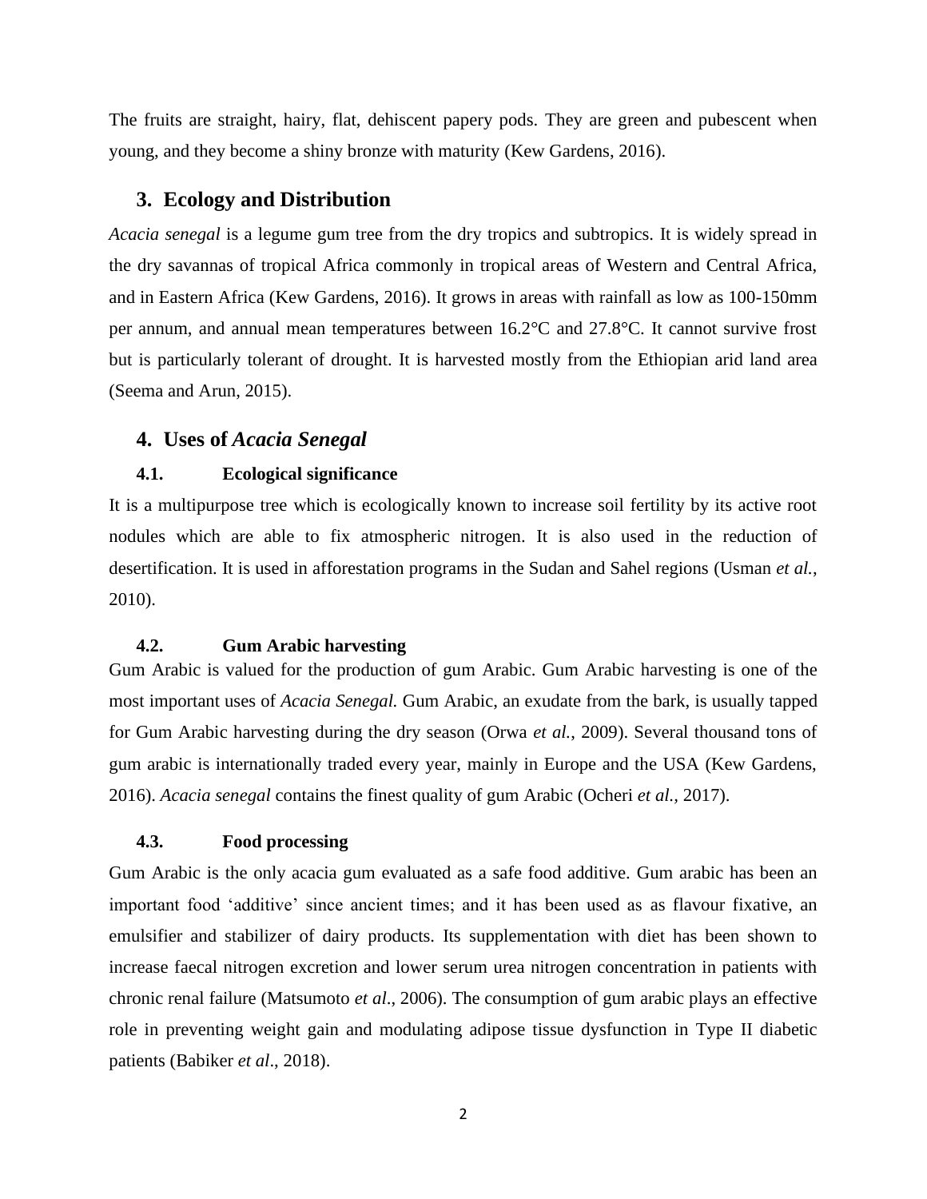The fruits are straight, hairy, flat, dehiscent papery pods. They are green and pubescent when young, and they become a shiny bronze with maturity (Kew Gardens, 2016).

## 3. Ecology and Distribution

*Acacia senegal* is a legume gum tree from the dry tropics and subtropics. It is widely spread in the dry savannas of tropical Africa commonly in tropical areas of Western and Central Africa, and in Eastern Africa (Kew Gardens, 2016). It grows in areas with rainfall as low as 100-150mm per annum, and annual mean temperatures between 16.2°C and 27.8°C. It cannot survive frost but is particularly tolerant of drought. It is harvested mostly from the Ethiopian arid land area (Seema and Arun, 2015).

## 4. Uses of *Acacia Senegal*

### 4.1. Ecological significance

It is a multipurpose tree which is ecologically known to increase soil fertility by its active root nodules which are able to fix atmospheric nitrogen. It is also used in the reduction of desertification. It is used in afforestation programs in the Sudan and Sahel regions (Usman *et al.*, 2010).

### 4.2. Gum Arabic harvesting

Gum Arabic is valued for the production of gum Arabic. Gum Arabic harvesting is one of the most important uses of *Acacia Senegal.* Gum Arabic, an exudate from the bark, is usually tapped for Gum Arabic harvesting during the dry season (Orwa *et al.*, 2009). Several thousand tons of gum arabic is internationally traded every year, mainly in Europe and the USA (Kew Gardens, 2016). *Acacia senegal* contains the finest quality of gum Arabic (Ocheri *et al.*, 2017).

### 4.3. Food processing

Gum Arabic is the only acacia gum evaluated as a safe food additive. Gum arabic has been an important food 'additive' since ancient times; and it has been used as as flavour fixative, an emulsifier and stabilizer of dairy products. Its supplementation with diet has been shown to increase faecal nitrogen excretion and lower serum urea nitrogen concentration in patients with chronic renal failure (Matsumoto *et al*., 2006). The consumption of gum arabic plays an effective role in preventing weight gain and modulating adipose tissue dysfunction in Type II diabetic patients (Babiker *et al*., 2018).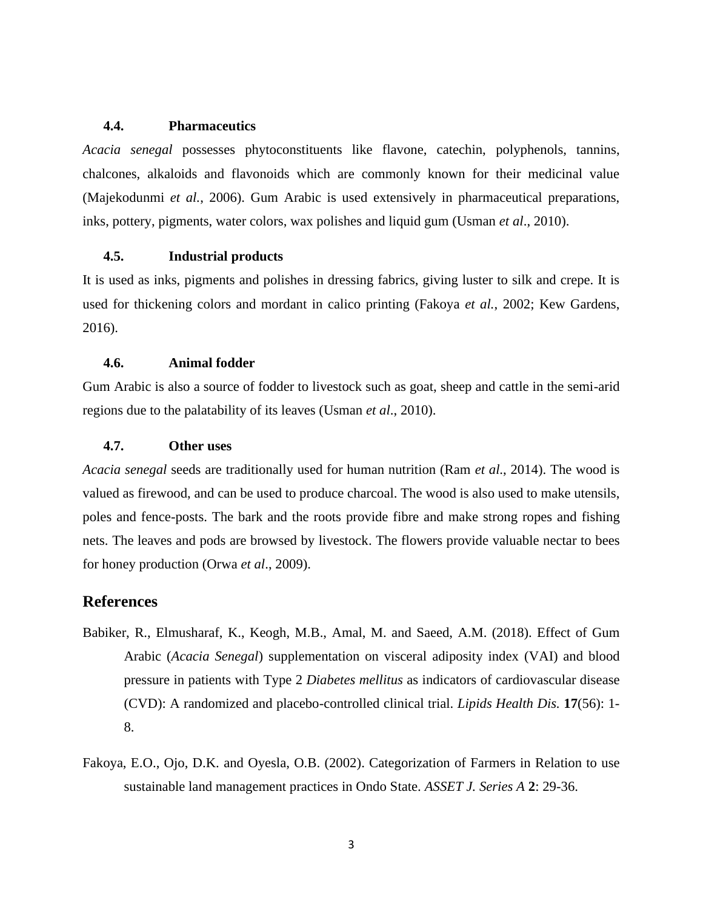### 4.4. Pharmaceutics

*Acacia senegal* possesses phytoconstituents like flavone, catechin, polyphenols, tannins, chalcones, alkaloids and flavonoids which are commonly known for their medicinal value (Majekodunmi *et al.*, 2006). Gum Arabic is used extensively in pharmaceutical preparations, inks, pottery, pigments, water colors, wax polishes and liquid gum (Usman *et al*., 2010).

### 4.5. Industrial products

It is used as inks, pigments and polishes in dressing fabrics, giving luster to silk and crepe. It is used for thickening colors and mordant in calico printing (Fakoya *et al.*, 2002; Kew Gardens, 2016).

### 4.6. Animal fodder

Gum Arabic is also a source of fodder to livestock such as goat, sheep and cattle in the semi-arid regions due to the palatability of its leaves (Usman *et al*., 2010).

### 4.7. Other uses

*Acacia senegal* seeds are traditionally used for human nutrition (Ram *et al*., 2014). The wood is valued as firewood, and can be used to produce charcoal. The wood is also used to make utensils, poles and fence-posts. The bark and the roots provide fibre and make strong ropes and fishing nets. The leaves and pods are browsed by livestock. The flowers provide valuable nectar to bees for honey production (Orwa *et al*., 2009).

## References

Babiker, R., Elmusharaf, K., Keogh, M.B., Amal, M. and Saeed, A.M. (2018). Effect of Gum Arabic (*Acacia Senegal*) supplementation on visceral adiposity index (VAI) and blood pressure in patients with Type 2 *Diabetes mellitus* as indicators of cardiovascular disease (CVD): A randomized and placebo-controlled clinical trial. *Lipids Health Dis.* **17**(56): 1-8.

Fakoya, E.O., Ojo, D.K. and Oyesla, O.B. (2002). Categorization of Farmers in Relation to use sustainable land management practices in Ondo State. *ASSET J. Series A* **2**: 29-36.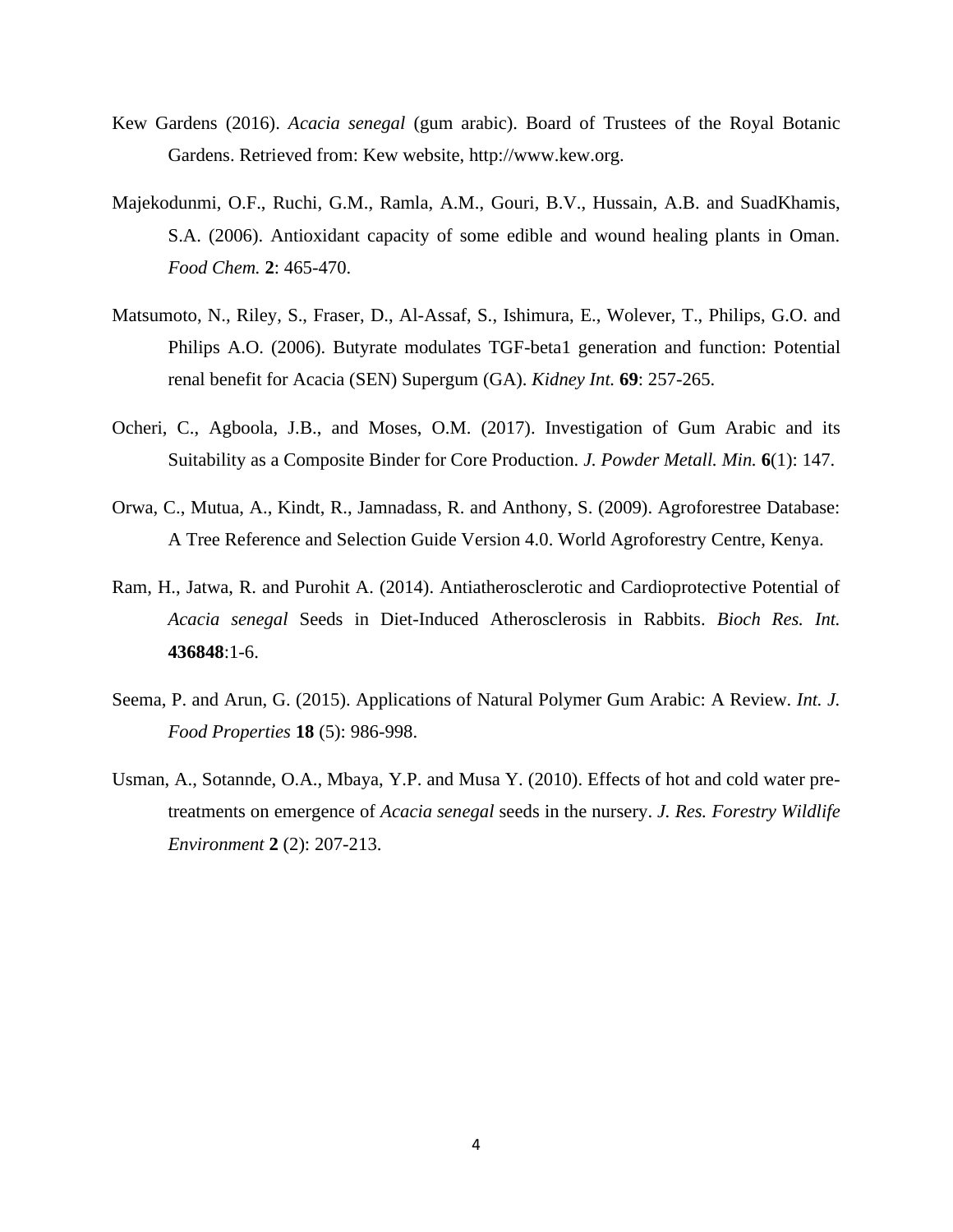Kew Gardens (2016). *Acacia senegal* (gum arabic). Board of Trustees of the Royal Botanic Gardens. Retrieved from: Kew website, http://www.kew.org.

Majekodunmi, O.F., Ruchi, G.M., Ramla, A.M., Gouri, B.V., Hussain, A.B. and SuadKhamis, S.A. (2006). Antioxidant capacity of some edible and wound healing plants in Oman. *Food Chem.* **2**: 465-470.

Matsumoto, N., Riley, S., Fraser, D., Al-Assaf, S., Ishimura, E., Wolever, T., Philips, G.O. and Philips A.O. (2006). Butyrate modulates TGF-beta1 generation and function: Potential renal benefit for Acacia (SEN) Supergum (GA). *Kidney Int.* **69**: 257-265.

Ocheri, C., Agboola, J.B., and Moses, O.M. (2017). Investigation of Gum Arabic and its Suitability as a Composite Binder for Core Production. *J. Powder Metall. Min.* **6**(1): 147.

Orwa, C., Mutua, A., Kindt, R., Jamnadass, R. and Anthony, S. (2009). Agroforestree Database: A Tree Reference and Selection Guide Version 4.0. World Agroforestry Centre, Kenya.

Ram, H., Jatwa, R. and Purohit A. (2014). Antiatherosclerotic and Cardioprotective Potential of *Acacia senegal* Seeds in Diet-Induced Atherosclerosis in Rabbits. *Bioch Res. Int.* **436848**:1-6.

Seema, P. and Arun, G. (2015). Applications of Natural Polymer Gum Arabic: A Review. *Int. J. Food Properties* **18** (5): 986-998.

Usman, A., Sotannde, O.A., Mbaya, Y.P. and Musa Y. (2010). Effects of hot and cold water pre-treatments on emergence of *Acacia senegal* seeds in the nursery. *J. Res. Forestry Wildlife Environment* **2** (2): 207-213.